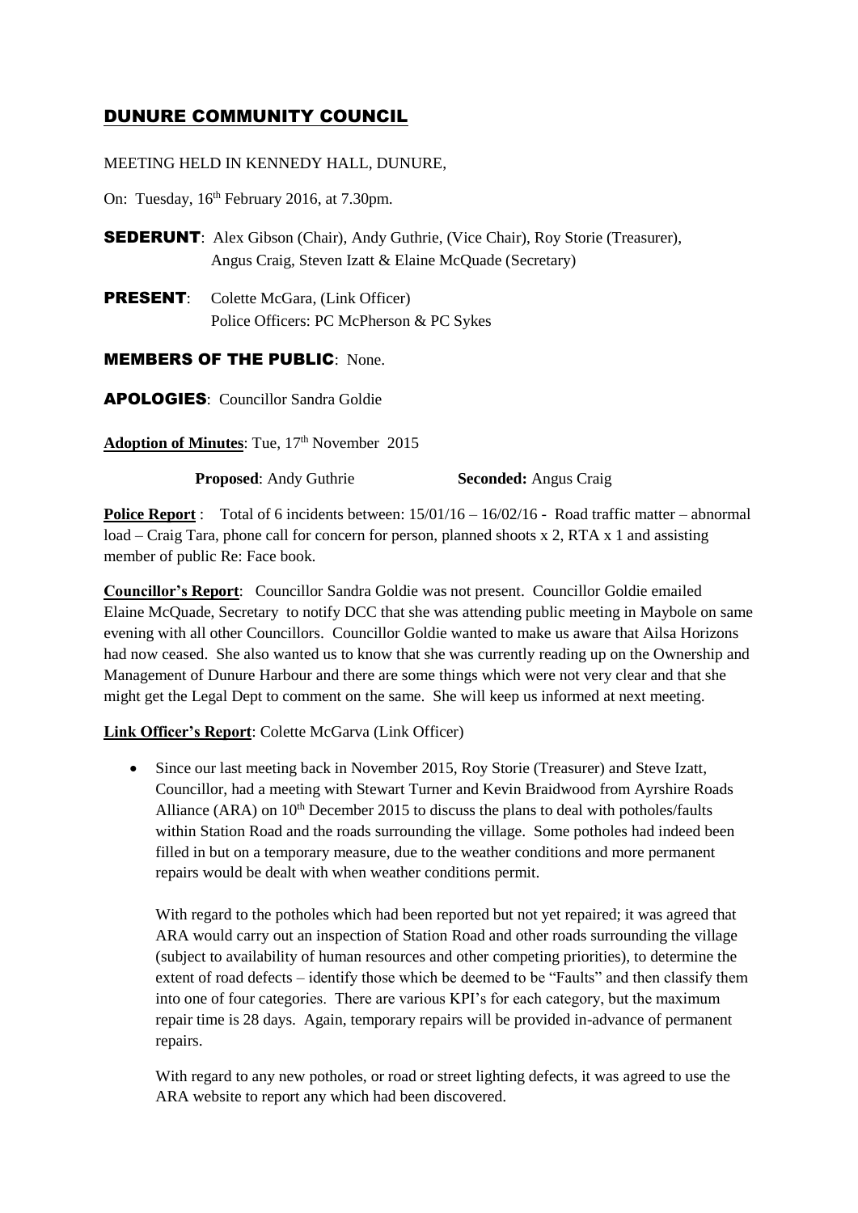# DUNURE COMMUNITY COUNCIL

MEETING HELD IN KENNEDY HALL, DUNURE,

On: Tuesday, 16th February 2016, at 7.30pm.

**SEDERUNT**: Alex Gibson (Chair), Andy Guthrie, (Vice Chair), Roy Storie (Treasurer), Angus Craig, Steven Izatt & Elaine McQuade (Secretary)

**PRESENT**: Colette McGara, (Link Officer)
Police Officers: PC McPherson & PC Sykes

**MEMBERS OF THE PUBLIC**: None.

**APOLOGIES**: Councillor Sandra Goldie

**Adoption of Minutes**: Tue, 17th November 2015

**Proposed**: Andy Guthrie **Seconded:** Angus Craig

**Police Report** : Total of 6 incidents between: 15/01/16 – 16/02/16 - Road traffic matter – abnormal load – Craig Tara, phone call for concern for person, planned shoots x 2, RTA x 1 and assisting member of public Re: Face book.

**Councillor's Report**: Councillor Sandra Goldie was not present. Councillor Goldie emailed Elaine McQuade, Secretary to notify DCC that she was attending public meeting in Maybole on same evening with all other Councillors. Councillor Goldie wanted to make us aware that Ailsa Horizons had now ceased. She also wanted us to know that she was currently reading up on the Ownership and Management of Dunure Harbour and there are some things which were not very clear and that she might get the Legal Dept to comment on the same. She will keep us informed at next meeting.

**Link Officer's Report**: Colette McGarva (Link Officer)

- Since our last meeting back in November 2015, Roy Storie (Treasurer) and Steve Izatt, Councillor, had a meeting with Stewart Turner and Kevin Braidwood from Ayrshire Roads Alliance (ARA) on 10th December 2015 to discuss the plans to deal with potholes/faults within Station Road and the roads surrounding the village. Some potholes had indeed been filled in but on a temporary measure, due to the weather conditions and more permanent repairs would be dealt with when weather conditions permit.

  With regard to the potholes which had been reported but not yet repaired; it was agreed that ARA would carry out an inspection of Station Road and other roads surrounding the village (subject to availability of human resources and other competing priorities), to determine the extent of road defects – identify those which be deemed to be "Faults" and then classify them into one of four categories. There are various KPI's for each category, but the maximum repair time is 28 days. Again, temporary repairs will be provided in-advance of permanent repairs.

  With regard to any new potholes, or road or street lighting defects, it was agreed to use the ARA website to report any which had been discovered.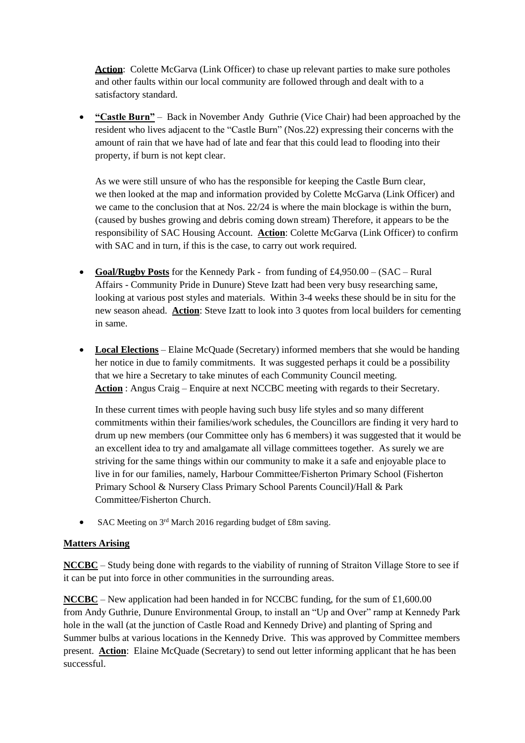**Action**: Colette McGarva (Link Officer) to chase up relevant parties to make sure potholes and other faults within our local community are followed through and dealt with to a satisfactory standard.

- **"Castle Burn"** – Back in November Andy Guthrie (Vice Chair) had been approached by the resident who lives adjacent to the "Castle Burn" (Nos.22) expressing their concerns with the amount of rain that we have had of late and fear that this could lead to flooding into their property, if burn is not kept clear.

  As we were still unsure of who has the responsible for keeping the Castle Burn clear, we then looked at the map and information provided by Colette McGarva (Link Officer) and we came to the conclusion that at Nos. 22/24 is where the main blockage is within the burn, (caused by bushes growing and debris coming down stream) Therefore, it appears to be the responsibility of SAC Housing Account. **Action**: Colette McGarva (Link Officer) to confirm with SAC and in turn, if this is the case, to carry out work required.

- **Goal/Rugby Posts** for the Kennedy Park - from funding of £4,950.00 – (SAC – Rural Affairs - Community Pride in Dunure) Steve Izatt had been very busy researching same, looking at various post styles and materials. Within 3-4 weeks these should be in situ for the new season ahead. **Action**: Steve Izatt to look into 3 quotes from local builders for cementing in same.

- **Local Elections** – Elaine McQuade (Secretary) informed members that she would be handing her notice in due to family commitments. It was suggested perhaps it could be a possibility that we hire a Secretary to take minutes of each Community Council meeting. **Action** : Angus Craig – Enquire at next NCCBC meeting with regards to their Secretary.

  In these current times with people having such busy life styles and so many different commitments within their families/work schedules, the Councillors are finding it very hard to drum up new members (our Committee only has 6 members) it was suggested that it would be an excellent idea to try and amalgamate all village committees together. As surely we are striving for the same things within our community to make it a safe and enjoyable place to live in for our families, namely, Harbour Committee/Fisherton Primary School (Fisherton Primary School & Nursery Class Primary School Parents Council)/Hall & Park Committee/Fisherton Church.

- SAC Meeting on 3rd March 2016 regarding budget of £8m saving.

**Matters Arising**

**NCCBC** – Study being done with regards to the viability of running of Straiton Village Store to see if it can be put into force in other communities in the surrounding areas.

**NCCBC** – New application had been handed in for NCCBC funding, for the sum of £1,600.00 from Andy Guthrie, Dunure Environmental Group, to install an "Up and Over" ramp at Kennedy Park hole in the wall (at the junction of Castle Road and Kennedy Drive) and planting of Spring and Summer bulbs at various locations in the Kennedy Drive. This was approved by Committee members present. **Action**: Elaine McQuade (Secretary) to send out letter informing applicant that he has been successful.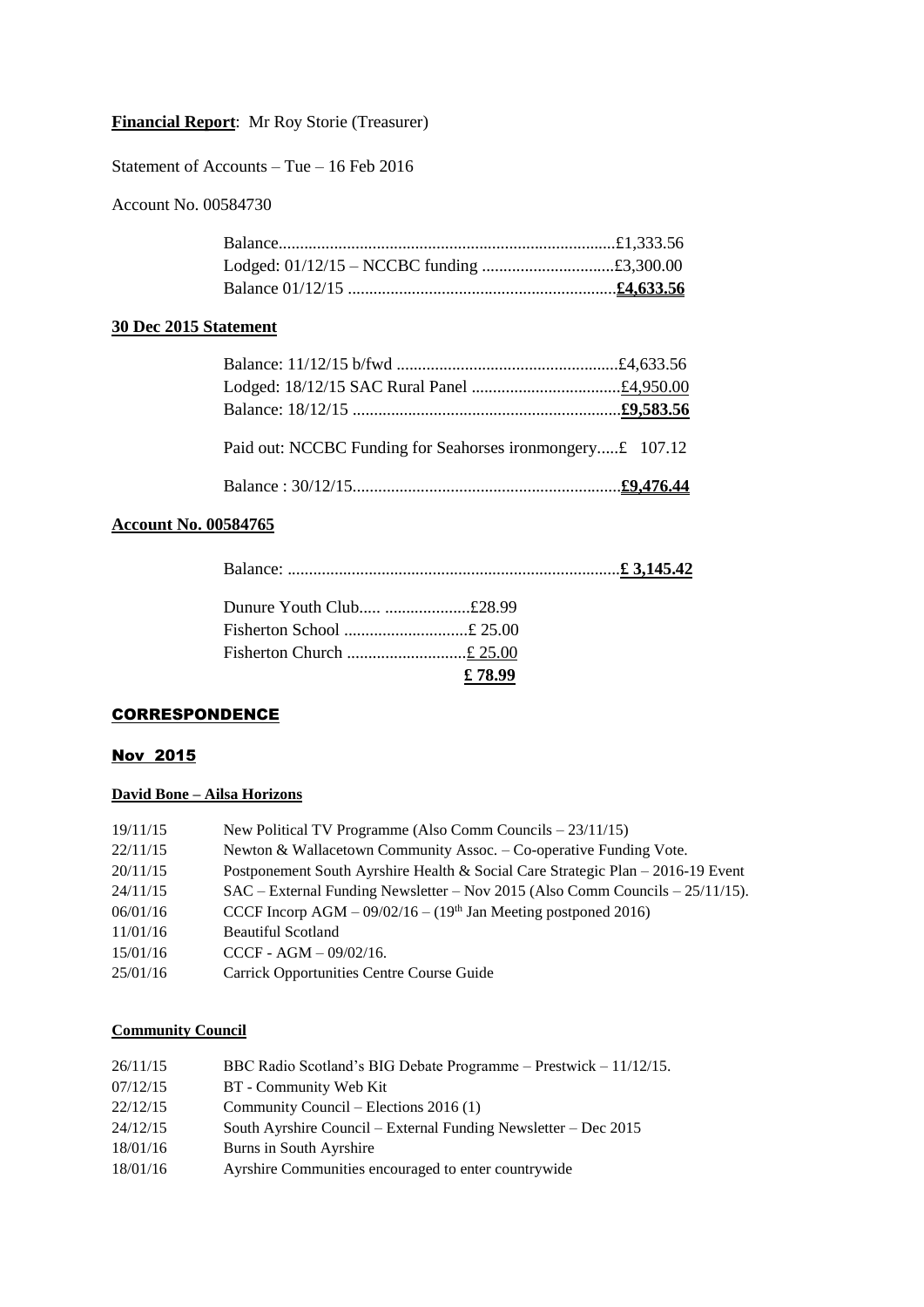**Financial Report**: Mr Roy Storie (Treasurer)

Statement of Accounts – Tue – 16 Feb 2016

Account No. 00584730

| | |
|---|---|
| Balance | £1,333.56 |
| Lodged: 01/12/15 – NCCBC funding | £3,300.00 |
| Balance 01/12/15 | **£4,633.56** |

**30 Dec 2015 Statement**

| | |
|---|---|
| Balance: 11/12/15 b/fwd | £4,633.56 |
| Lodged: 18/12/15 SAC Rural Panel | £4,950.00 |
| Balance: 18/12/15 | **£9,583.56** |
| Paid out: NCCBC Funding for Seahorses ironmongery | £ 107.12 |
| Balance : 30/12/15 | **£9,476.44** |

**Account No. 00584765**

| | |
|---|---|
| Balance: | **£ 3,145.42** |

| | |
|---|---|
| Dunure Youth Club | £28.99 |
| Fisherton School | £ 25.00 |
| Fisherton Church | £ 25.00 |
| | **£ 78.99** |

## CORRESPONDENCE

### Nov 2015

**David Bone – Ailsa Horizons**

| | |
|---|---|
| 19/11/15 | New Political TV Programme (Also Comm Councils – 23/11/15) |
| 22/11/15 | Newton & Wallacetown Community Assoc. – Co-operative Funding Vote. |
| 20/11/15 | Postponement South Ayrshire Health & Social Care Strategic Plan – 2016-19 Event |
| 24/11/15 | SAC – External Funding Newsletter – Nov 2015 (Also Comm Councils – 25/11/15). |
| 06/01/16 | CCCF Incorp AGM – 09/02/16 – (19th Jan Meeting postponed 2016) |
| 11/01/16 | Beautiful Scotland |
| 15/01/16 | CCCF - AGM – 09/02/16. |
| 25/01/16 | Carrick Opportunities Centre Course Guide |

**Community Council**

| | |
|---|---|
| 26/11/15 | BBC Radio Scotland's BIG Debate Programme – Prestwick – 11/12/15. |
| 07/12/15 | BT - Community Web Kit |
| 22/12/15 | Community Council – Elections 2016 (1) |
| 24/12/15 | South Ayrshire Council – External Funding Newsletter – Dec 2015 |
| 18/01/16 | Burns in South Ayrshire |
| 18/01/16 | Ayrshire Communities encouraged to enter countrywide |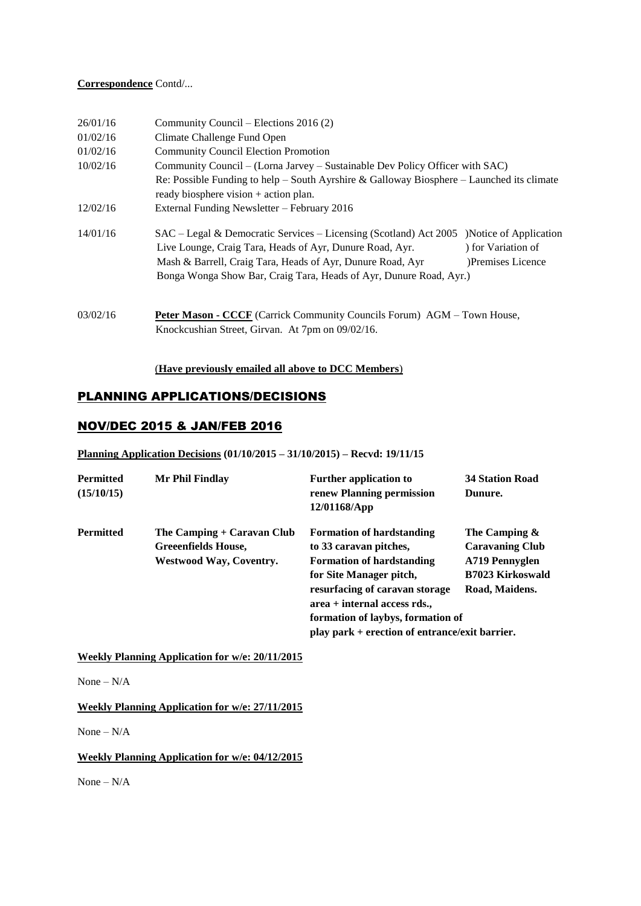**Correspondence** Contd/...

| | |
|---|---|
| 26/01/16 | Community Council – Elections 2016 (2) |
| 01/02/16 | Climate Challenge Fund Open |
| 01/02/16 | Community Council Election Promotion |
| 10/02/16 | Community Council – (Lorna Jarvey – Sustainable Dev Policy Officer with SAC) Re: Possible Funding to help – South Ayrshire & Galloway Biosphere – Launched its climate ready biosphere vision + action plan. |
| 12/02/16 | External Funding Newsletter – February 2016 |
| 14/01/16 | SAC – Legal & Democratic Services – Licensing (Scotland) Act 2005 )Notice of Application ) for Variation of )Premises Licence<br>Live Lounge, Craig Tara, Heads of Ayr, Dunure Road, Ayr.<br>Mash & Barrell, Craig Tara, Heads of Ayr, Dunure Road, Ayr<br>Bonga Wonga Show Bar, Craig Tara, Heads of Ayr, Dunure Road, Ayr.) |
| 03/02/16 | **Peter Mason - CCCF** (Carrick Community Councils Forum) AGM – Town House, Knockcushian Street, Girvan. At 7pm on 09/02/16. |

(**Have previously emailed all above to DCC Members**)

## PLANNING APPLICATIONS/DECISIONS

## NOV/DEC 2015 & JAN/FEB 2016

**Planning Application Decisions (01/10/2015 – 31/10/2015) – Recvd: 19/11/15**

| | | | |
|---|---|---|---|
| **Permitted (15/10/15)** | **Mr Phil Findlay** | **Further application to renew Planning permission 12/01168/App** | **34 Station Road Dunure.** |
| **Permitted** | **The Camping + Caravan Club Greeenfields House, Westwood Way, Coventry.** | **Formation of hardstanding to 33 caravan pitches, Formation of hardstanding for Site Manager pitch, resurfacing of caravan storage area + internal access rds., formation of laybys, formation of play park + erection of entrance/exit barrier.** | **The Camping & Caravaning Club A719 Pennyglen B7023 Kirkoswald Road, Maidens.** |

**Weekly Planning Application for w/e: 20/11/2015**

None – N/A

**Weekly Planning Application for w/e: 27/11/2015**

None – N/A

**Weekly Planning Application for w/e: 04/12/2015**

None – N/A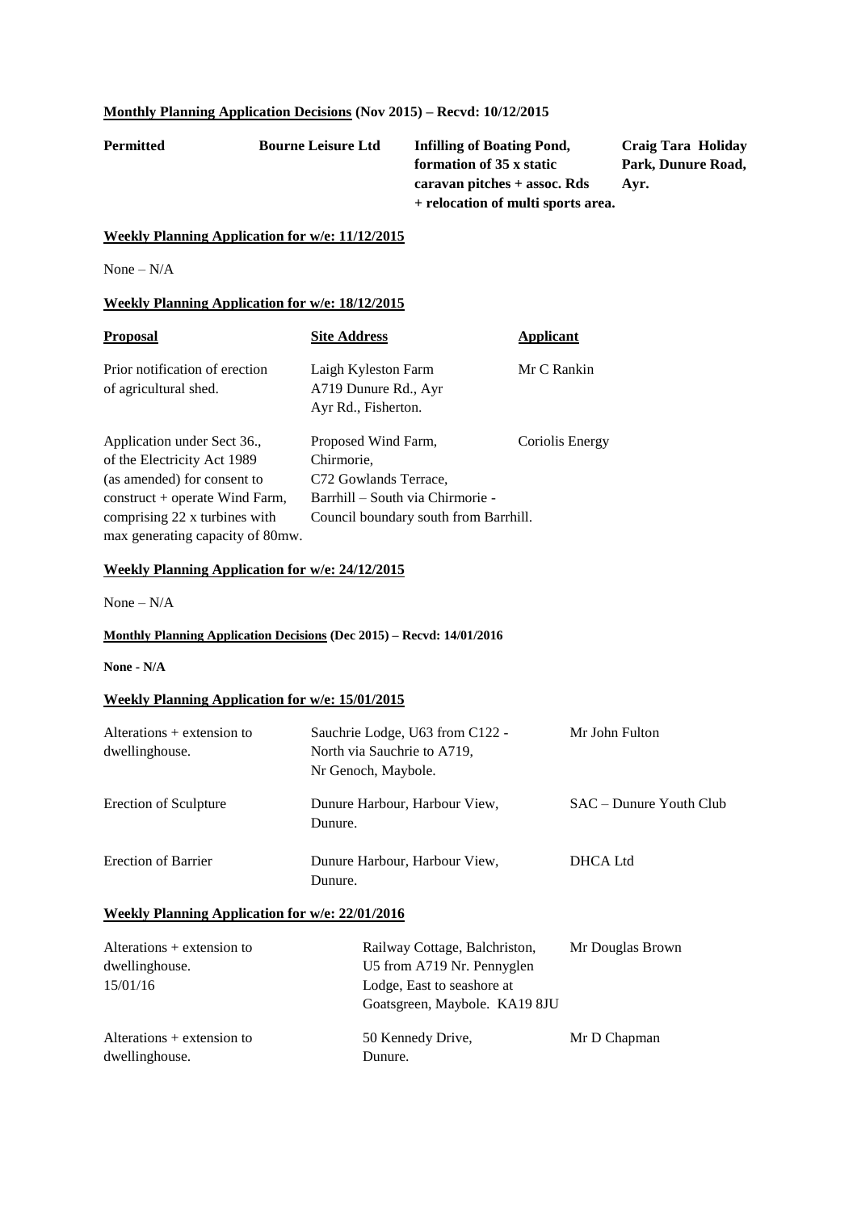**Monthly Planning Application Decisions (Nov 2015) – Recvd: 10/12/2015**

| | | | |
|---|---|---|---|
| **Permitted** | **Bourne Leisure Ltd** | **Infilling of Boating Pond, formation of 35 x static caravan pitches + assoc. Rds + relocation of multi sports area.** | **Craig Tara Holiday Park, Dunure Road, Ayr.** |

**Weekly Planning Application for w/e: 11/12/2015**

None – N/A

**Weekly Planning Application for w/e: 18/12/2015**

| **Proposal** | **Site Address** | **Applicant** |
|---|---|---|
| Prior notification of erection of agricultural shed. | Laigh Kyleston Farm A719 Dunure Rd., Ayr Ayr Rd., Fisherton. | Mr C Rankin |
| Application under Sect 36., of the Electricity Act 1989 (as amended) for consent to construct + operate Wind Farm, comprising 22 x turbines with max generating capacity of 80mw. | Proposed Wind Farm, Chirmorie, C72 Gowlands Terrace, Barrhill – South via Chirmorie - Council boundary south from Barrhill. | Coriolis Energy |

**Weekly Planning Application for w/e: 24/12/2015**

None – N/A

**Monthly Planning Application Decisions (Dec 2015) – Recvd: 14/01/2016**

**None - N/A**

**Weekly Planning Application for w/e: 15/01/2015**

| | | |
|---|---|---|
| Alterations + extension to dwellinghouse. | Sauchrie Lodge, U63 from C122 - North via Sauchrie to A719, Nr Genoch, Maybole. | Mr John Fulton |
| Erection of Sculpture | Dunure Harbour, Harbour View, Dunure. | SAC – Dunure Youth Club |
| Erection of Barrier | Dunure Harbour, Harbour View, Dunure. | DHCA Ltd |

**Weekly Planning Application for w/e: 22/01/2016**

| | | |
|---|---|---|
| Alterations + extension to dwellinghouse. 15/01/16 | Railway Cottage, Balchriston, U5 from A719 Nr. Pennyglen Lodge, East to seashore at Goatsgreen, Maybole. KA19 8JU | Mr Douglas Brown |
| Alterations + extension to dwellinghouse. | 50 Kennedy Drive, Dunure. | Mr D Chapman |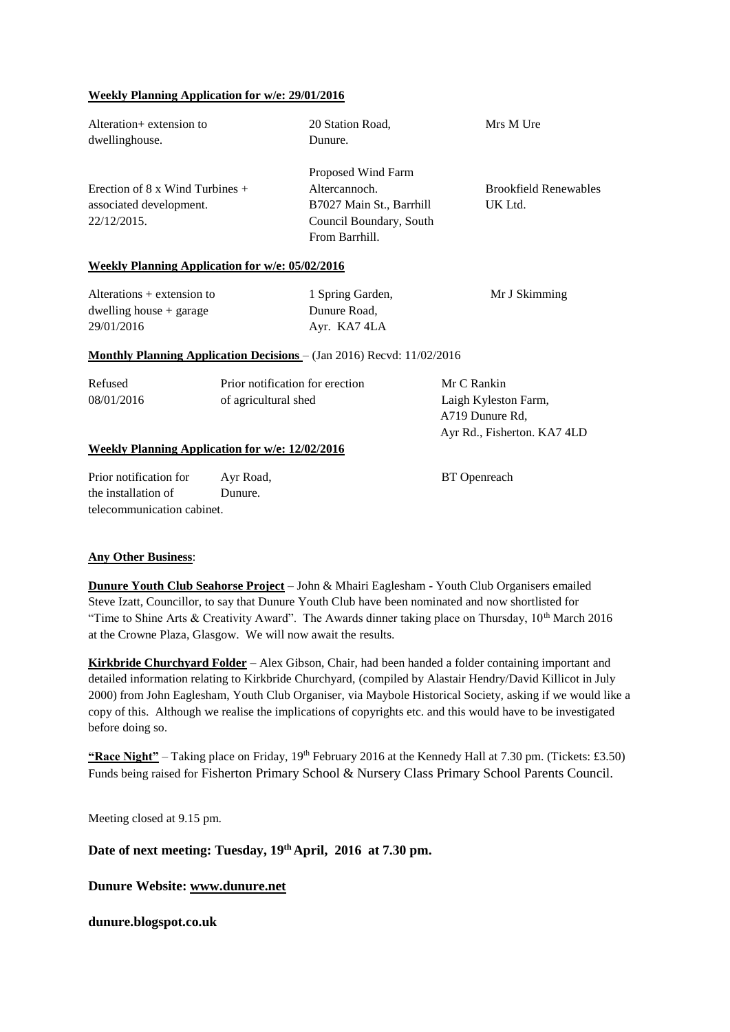**Weekly Planning Application for w/e: 29/01/2016**

| | | |
|---|---|---|
| Alteration+ extension to dwellinghouse. | 20 Station Road, Dunure. | Mrs M Ure |
| Erection of 8 x Wind Turbines + associated development. 22/12/2015. | Proposed Wind Farm Altercannoch. B7027 Main St., Barrhill Council Boundary, South From Barrhill. | Brookfield Renewables UK Ltd. |

**Weekly Planning Application for w/e: 05/02/2016**

| | | |
|---|---|---|
| Alterations + extension to dwelling house + garage 29/01/2016 | 1 Spring Garden, Dunure Road, Ayr. KA7 4LA | Mr J Skimming |

**Monthly Planning Application Decisions** – (Jan 2016) Recvd: 11/02/2016

| | | |
|---|---|---|
| Refused 08/01/2016 | Prior notification for erection of agricultural shed | Mr C Rankin Laigh Kyleston Farm, A719 Dunure Rd, Ayr Rd., Fisherton. KA7 4LD |

**Weekly Planning Application for w/e: 12/02/2016**

| | | |
|---|---|---|
| Prior notification for the installation of telecommunication cabinet. | Ayr Road, Dunure. | BT Openreach |

**Any Other Business**:

**Dunure Youth Club Seahorse Project** – John & Mhairi Eaglesham - Youth Club Organisers emailed Steve Izatt, Councillor, to say that Dunure Youth Club have been nominated and now shortlisted for "Time to Shine Arts & Creativity Award". The Awards dinner taking place on Thursday, 10th March 2016 at the Crowne Plaza, Glasgow. We will now await the results.

**Kirkbride Churchyard Folder** – Alex Gibson, Chair, had been handed a folder containing important and detailed information relating to Kirkbride Churchyard, (compiled by Alastair Hendry/David Killicot in July 2000) from John Eaglesham, Youth Club Organiser, via Maybole Historical Society, asking if we would like a copy of this. Although we realise the implications of copyrights etc. and this would have to be investigated before doing so.

**"Race Night"** – Taking place on Friday, 19th February 2016 at the Kennedy Hall at 7.30 pm. (Tickets: £3.50) Funds being raised for Fisherton Primary School & Nursery Class Primary School Parents Council.

Meeting closed at 9.15 pm.

**Date of next meeting: Tuesday, 19th April, 2016 at 7.30 pm.**

**Dunure Website: www.dunure.net**

**dunure.blogspot.co.uk**